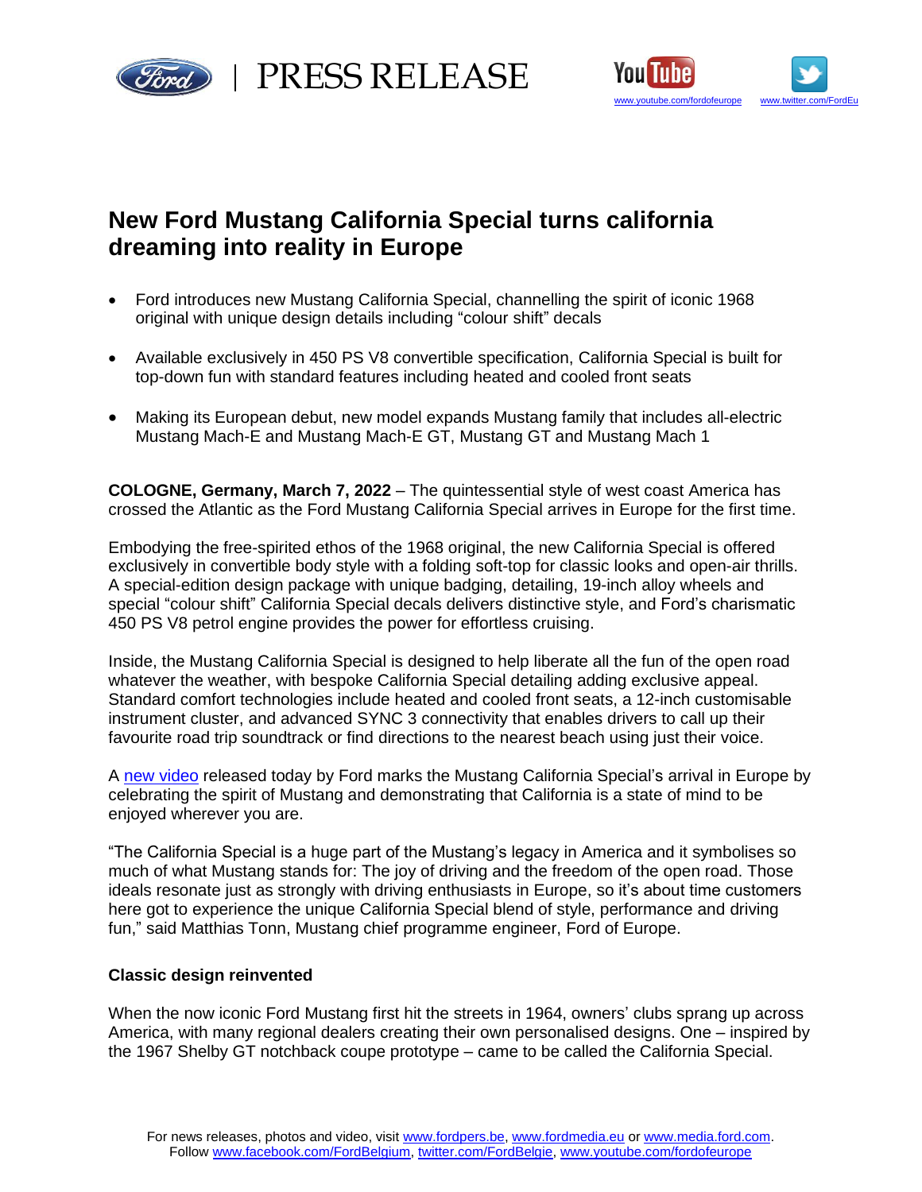# New Ford Mustang California Special turns california dreaming into reality in Europe

- Ford introduces new Mustang California Special, channelling the spirit of iconic 1968 original with unique design details including "colour shift" decals
- Available exclusively in 450 PS V8 convertible specification, California Special is built for top-down fun with standard features including heated and cooled front seats
- Making its European debut, new model expands Mustang family that includes all-electric Mustang Mach-E and Mustang Mach-E GT, Mustang GT and Mustang Mach 1

**COLOGNE, Germany, March 7, 2022** – The quintessential style of west coast America has crossed the Atlantic as the Ford Mustang California Special arrives in Europe for the first time.

Embodying the free-spirited ethos of the 1968 original, the new California Special is offered exclusively in convertible body style with a folding soft-top for classic looks and open-air thrills. A special-edition design package with unique badging, detailing, 19-inch alloy wheels and special "colour shift" California Special decals delivers distinctive style, and Ford's charismatic 450 PS V8 petrol engine provides the power for effortless cruising.

Inside, the Mustang California Special is designed to help liberate all the fun of the open road whatever the weather, with bespoke California Special detailing adding exclusive appeal. Standard comfort technologies include heated and cooled front seats, a 12-inch customisable instrument cluster, and advanced SYNC 3 connectivity that enables drivers to call up their favourite road trip soundtrack or find directions to the nearest beach using just their voice.

A new video released today by Ford marks the Mustang California Special's arrival in Europe by celebrating the spirit of Mustang and demonstrating that California is a state of mind to be enjoyed wherever you are.

"The California Special is a huge part of the Mustang's legacy in America and it symbolises so much of what Mustang stands for: The joy of driving and the freedom of the open road. Those ideals resonate just as strongly with driving enthusiasts in Europe, so it's about time customers here got to experience the unique California Special blend of style, performance and driving fun," said Matthias Tonn, Mustang chief programme engineer, Ford of Europe.

**Classic design reinvented**

When the now iconic Ford Mustang first hit the streets in 1964, owners' clubs sprang up across America, with many regional dealers creating their own personalised designs. One – inspired by the 1967 Shelby GT notchback coupe prototype – came to be called the California Special.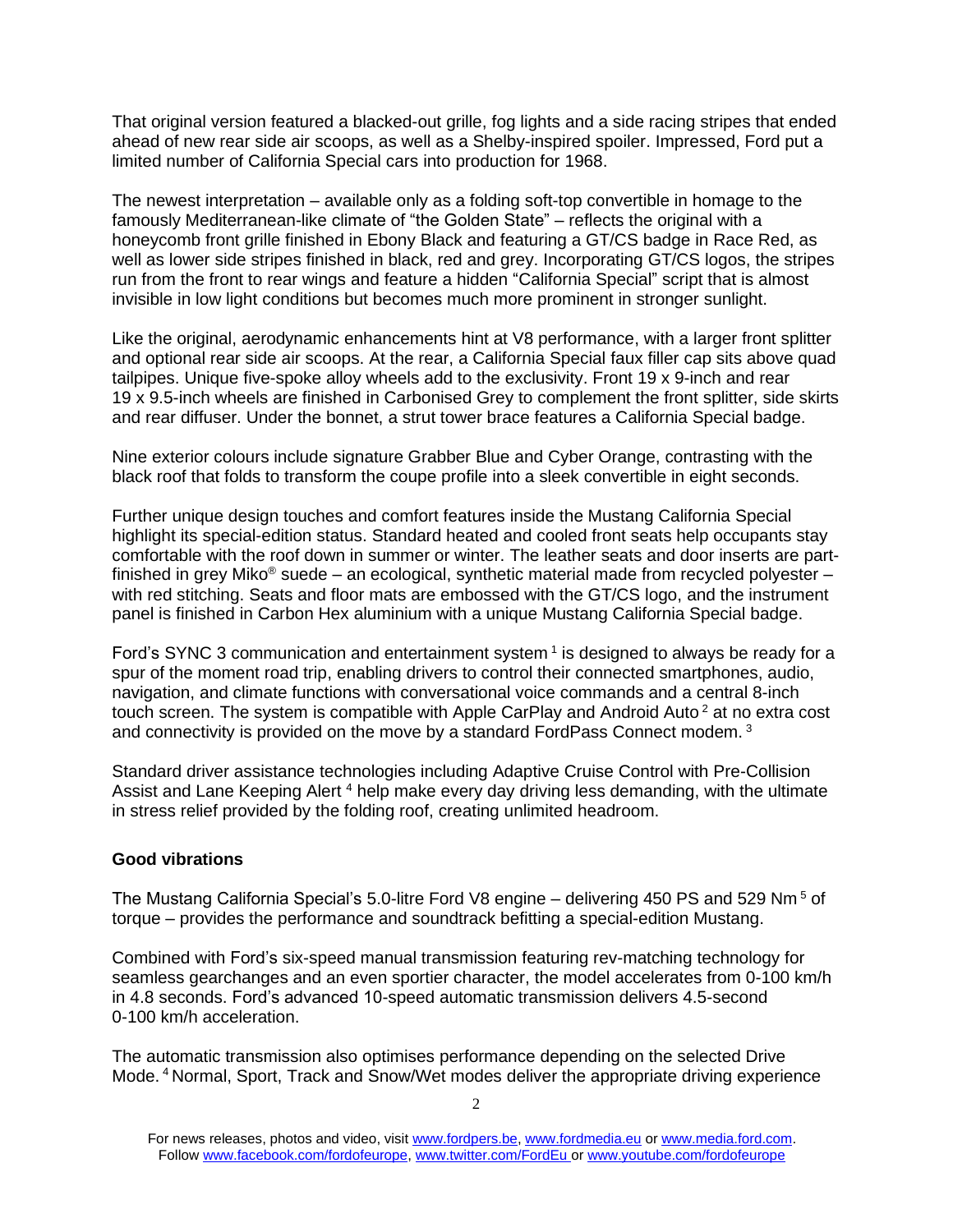That original version featured a blacked-out grille, fog lights and a side racing stripes that ended ahead of new rear side air scoops, as well as a Shelby-inspired spoiler. Impressed, Ford put a limited number of California Special cars into production for 1968.

The newest interpretation – available only as a folding soft-top convertible in homage to the famously Mediterranean-like climate of "the Golden State" – reflects the original with a honeycomb front grille finished in Ebony Black and featuring a GT/CS badge in Race Red, as well as lower side stripes finished in black, red and grey. Incorporating GT/CS logos, the stripes run from the front to rear wings and feature a hidden "California Special" script that is almost invisible in low light conditions but becomes much more prominent in stronger sunlight.

Like the original, aerodynamic enhancements hint at V8 performance, with a larger front splitter and optional rear side air scoops. At the rear, a California Special faux filler cap sits above quad tailpipes. Unique five-spoke alloy wheels add to the exclusivity. Front 19 x 9-inch and rear 19 x 9.5-inch wheels are finished in Carbonised Grey to complement the front splitter, side skirts and rear diffuser. Under the bonnet, a strut tower brace features a California Special badge.

Nine exterior colours include signature Grabber Blue and Cyber Orange, contrasting with the black roof that folds to transform the coupe profile into a sleek convertible in eight seconds.

Further unique design touches and comfort features inside the Mustang California Special highlight its special-edition status. Standard heated and cooled front seats help occupants stay comfortable with the roof down in summer or winter. The leather seats and door inserts are part-finished in grey Miko® suede – an ecological, synthetic material made from recycled polyester – with red stitching. Seats and floor mats are embossed with the GT/CS logo, and the instrument panel is finished in Carbon Hex aluminium with a unique Mustang California Special badge.

Ford's SYNC 3 communication and entertainment system [1] is designed to always be ready for a spur of the moment road trip, enabling drivers to control their connected smartphones, audio, navigation, and climate functions with conversational voice commands and a central 8-inch touch screen. The system is compatible with Apple CarPlay and Android Auto [2] at no extra cost and connectivity is provided on the move by a standard FordPass Connect modem. [3]

Standard driver assistance technologies including Adaptive Cruise Control with Pre-Collision Assist and Lane Keeping Alert [4] help make every day driving less demanding, with the ultimate in stress relief provided by the folding roof, creating unlimited headroom.

**Good vibrations**

The Mustang California Special's 5.0-litre Ford V8 engine – delivering 450 PS and 529 Nm [5] of torque – provides the performance and soundtrack befitting a special-edition Mustang.

Combined with Ford's six-speed manual transmission featuring rev-matching technology for seamless gearchanges and an even sportier character, the model accelerates from 0-100 km/h in 4.8 seconds. Ford's advanced 10-speed automatic transmission delivers 4.5-second 0-100 km/h acceleration.

The automatic transmission also optimises performance depending on the selected Drive Mode. [4] Normal, Sport, Track and Snow/Wet modes deliver the appropriate driving experience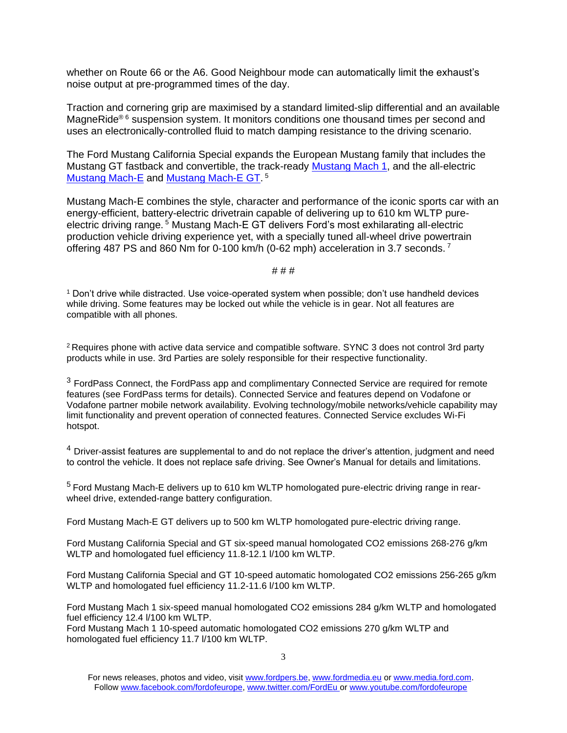whether on Route 66 or the A6. Good Neighbour mode can automatically limit the exhaust's noise output at pre-programmed times of the day.

Traction and cornering grip are maximised by a standard limited-slip differential and an available MagneRide® [6] suspension system. It monitors conditions one thousand times per second and uses an electronically-controlled fluid to match damping resistance to the driving scenario.

The Ford Mustang California Special expands the European Mustang family that includes the Mustang GT fastback and convertible, the track-ready Mustang Mach 1, and the all-electric Mustang Mach-E and Mustang Mach-E GT. [5]

Mustang Mach-E combines the style, character and performance of the iconic sports car with an energy-efficient, battery-electric drivetrain capable of delivering up to 610 km WLTP pure-electric driving range. [5] Mustang Mach-E GT delivers Ford's most exhilarating all-electric production vehicle driving experience yet, with a specially tuned all-wheel drive powertrain offering 487 PS and 860 Nm for 0-100 km/h (0-62 mph) acceleration in 3.7 seconds. [7]

# # #

[1] Don't drive while distracted. Use voice-operated system when possible; don't use handheld devices while driving. Some features may be locked out while the vehicle is in gear. Not all features are compatible with all phones.

[2] Requires phone with active data service and compatible software. SYNC 3 does not control 3rd party products while in use. 3rd Parties are solely responsible for their respective functionality.

[3] FordPass Connect, the FordPass app and complimentary Connected Service are required for remote features (see FordPass terms for details). Connected Service and features depend on Vodafone or Vodafone partner mobile network availability. Evolving technology/mobile networks/vehicle capability may limit functionality and prevent operation of connected features. Connected Service excludes Wi-Fi hotspot.

[4] Driver-assist features are supplemental to and do not replace the driver's attention, judgment and need to control the vehicle. It does not replace safe driving. See Owner's Manual for details and limitations.

[5] Ford Mustang Mach-E delivers up to 610 km WLTP homologated pure-electric driving range in rear-wheel drive, extended-range battery configuration.

Ford Mustang Mach-E GT delivers up to 500 km WLTP homologated pure-electric driving range.

Ford Mustang California Special and GT six-speed manual homologated $CO_2$ emissions 268-276 g/km WLTP and homologated fuel efficiency 11.8-12.1 l/100 km WLTP.

Ford Mustang California Special and GT 10-speed automatic homologated $CO_2$ emissions 256-265 g/km WLTP and homologated fuel efficiency 11.2-11.6 l/100 km WLTP.

Ford Mustang Mach 1 six-speed manual homologated $CO_2$ emissions 284 g/km WLTP and homologated fuel efficiency 12.4 l/100 km WLTP.
Ford Mustang Mach 1 10-speed automatic homologated $CO_2$ emissions 270 g/km WLTP and homologated fuel efficiency 11.7 l/100 km WLTP.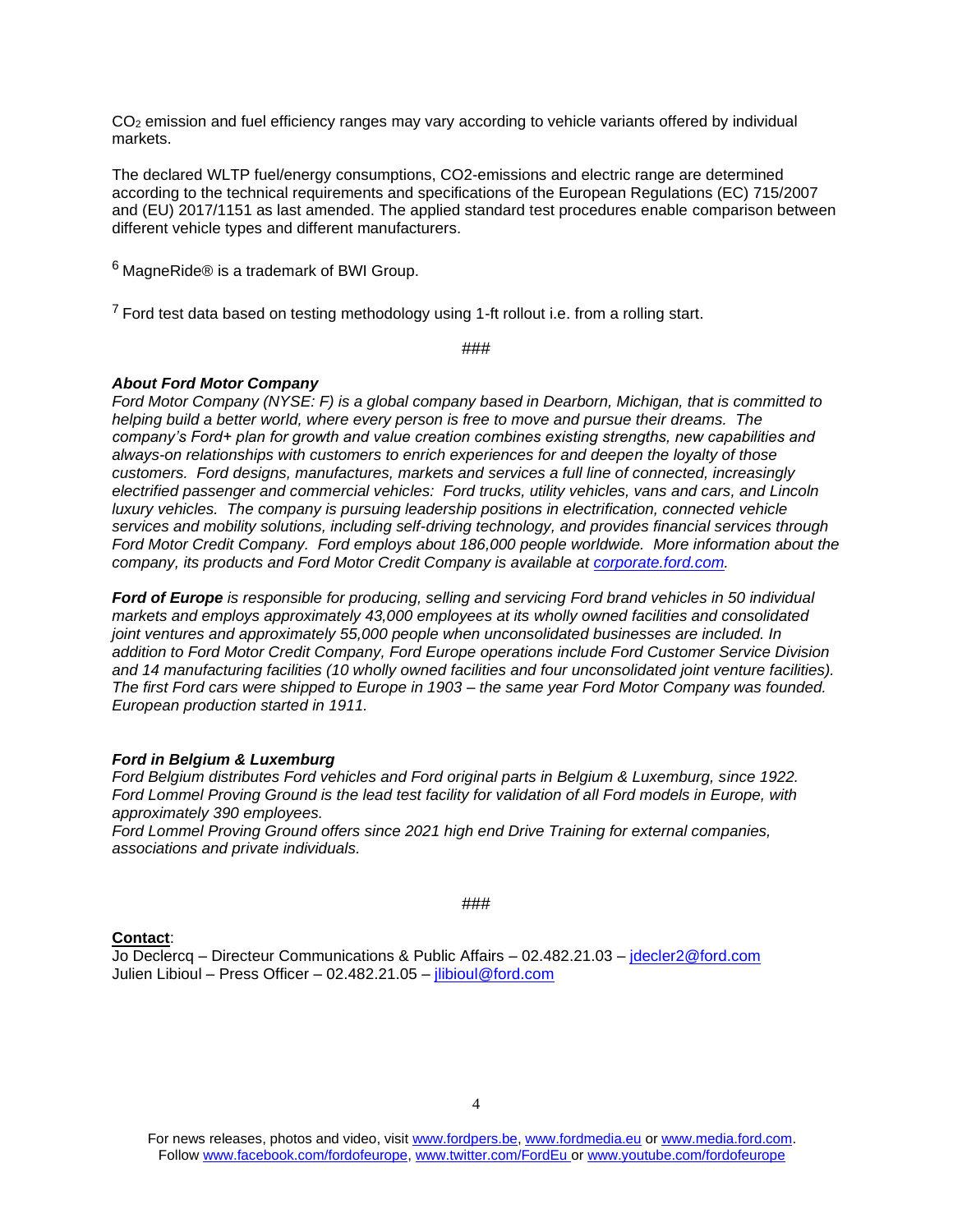$CO_2$ emission and fuel efficiency ranges may vary according to vehicle variants offered by individual markets.

The declared WLTP fuel/energy consumptions, CO2-emissions and electric range are determined according to the technical requirements and specifications of the European Regulations (EC) 715/2007 and (EU) 2017/1151 as last amended. The applied standard test procedures enable comparison between different vehicle types and different manufacturers.

[6] MagneRide® is a trademark of BWI Group.

[7] Ford test data based on testing methodology using 1-ft rollout i.e. from a rolling start.

###

***About Ford Motor Company***
*Ford Motor Company (NYSE: F) is a global company based in Dearborn, Michigan, that is committed to helping build a better world, where every person is free to move and pursue their dreams. The company's Ford+ plan for growth and value creation combines existing strengths, new capabilities and always-on relationships with customers to enrich experiences for and deepen the loyalty of those customers. Ford designs, manufactures, markets and services a full line of connected, increasingly electrified passenger and commercial vehicles: Ford trucks, utility vehicles, vans and cars, and Lincoln luxury vehicles. The company is pursuing leadership positions in electrification, connected vehicle services and mobility solutions, including self-driving technology, and provides financial services through Ford Motor Credit Company. Ford employs about 186,000 people worldwide. More information about the company, its products and Ford Motor Credit Company is available at [corporate.ford.com](corporate.ford.com).*

***Ford of Europe*** *is responsible for producing, selling and servicing Ford brand vehicles in 50 individual markets and employs approximately 43,000 employees at its wholly owned facilities and consolidated joint ventures and approximately 55,000 people when unconsolidated businesses are included. In addition to Ford Motor Credit Company, Ford Europe operations include Ford Customer Service Division and 14 manufacturing facilities (10 wholly owned facilities and four unconsolidated joint venture facilities). The first Ford cars were shipped to Europe in 1903 – the same year Ford Motor Company was founded. European production started in 1911.*

***Ford in Belgium & Luxemburg***
*Ford Belgium distributes Ford vehicles and Ford original parts in Belgium & Luxemburg, since 1922. Ford Lommel Proving Ground is the lead test facility for validation of all Ford models in Europe, with approximately 390 employees.*
*Ford Lommel Proving Ground offers since 2021 high end Drive Training for external companies, associations and private individuals.*

###

**Contact**:
Jo Declercq – Directeur Communications & Public Affairs – 02.482.21.03 – jdecler2@ford.com
Julien Libioul – Press Officer – 02.482.21.05 – jlibioul@ford.com

For news releases, photos and video, visit www.fordpers.be, www.fordmedia.eu or www.media.ford.com.
Follow www.facebook.com/fordofeurope, www.twitter.com/FordEu or www.youtube.com/fordofeurope